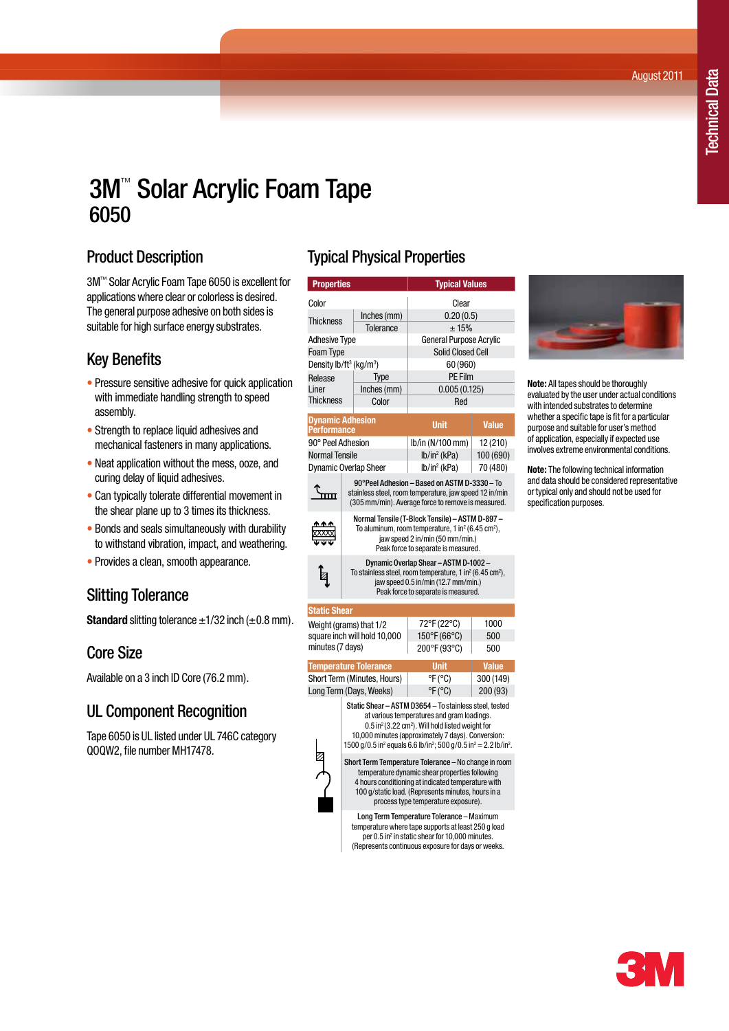August 2011

Technical Data

# 3M™ Solar Acrylic Foam Tape 6050

## Product Description

3M™ Solar Acrylic Foam Tape 6050 is excellent for applications where clear or colorless is desired. The general purpose adhesive on both sides is suitable for high surface energy substrates.

## Key Benefits

- Pressure sensitive adhesive for quick application with immediate handling strength to speed assembly.
- Strength to replace liquid adhesives and mechanical fasteners in many applications.
- Neat application without the mess, ooze, and curing delay of liquid adhesives.
- Can typically tolerate differential movement in the shear plane up to 3 times its thickness.
- Bonds and seals simultaneously with durability to withstand vibration, impact, and weathering.
- Provides a clean, smooth appearance.

## Slitting Tolerance

**Standard** slitting tolerance ±1/32 inch (±0.8 mm).

## Core Size

Available on a 3 inch ID Core (76.2 mm).

## UL Component Recognition

Tape 6050 is UL listed under UL 746C category QOQW2, file number MH17478.

## Typical Physical Properties

| Properties | | Typical Values |
|---|---|---|
| Color | | Clear |
| Thickness | Inches (mm) | 0.20 (0.5) |
| | Tolerance | ± 15% |
| Adhesive Type | | General Purpose Acrylic |
| Foam Type | | Solid Closed Cell |
| Density lb/ft³ (kg/m³) | | 60 (960) |
| Release Liner Thickness | Type | PE Film |
| | Inches (mm) | 0.005 (0.125) |
| | Color | Red |

| Dynamic Adhesion Performance | Unit | Value |
|---|---|---|
| 90° Peel Adhesion | lb/in (N/100 mm) | 12 (210) |
| Normal Tensile | lb/in² (kPa) | 100 (690) |
| Dynamic Overlap Sheer | lb/in² (kPa) | 70 (480) |

**90°Peel Adhesion – Based on ASTM D-3330** – To stainless steel, room temperature, jaw speed 12 in/min (305 mm/min). Average force to remove is measured.

**Normal Tensile (T-Block Tensile) – ASTM D-897** – To aluminum, room temperature, 1 in² (6.45 cm²), jaw speed 2 in/min (50 mm/min.) Peak force to separate is measured.

**Dynamic Overlap Shear – ASTM D-1002** – To stainless steel, room temperature, 1 in² (6.45 cm²), jaw speed 0.5 in/min (12.7 mm/min.) Peak force to separate is measured.

| Static Shear | | |
|---|---|---|
| Weight (grams) that 1/2 square inch will hold 10,000 minutes (7 days) | 72°F (22°C) | 1000 |
| | 150°F (66°C) | 500 |
| | 200°F (93°C) | 500 |

| Temperature Tolerance | Unit | Value |
|---|---|---|
| Short Term (Minutes, Hours) | °F (°C) | 300 (149) |
| Long Term (Days, Weeks) | °F (°C) | 200 (93) |

**Static Shear – ASTM D3654** – To stainless steel, tested at various temperatures and gram loadings. 0.5 in² (3.22 cm²). Will hold listed weight for 10,000 minutes (approximately 7 days). Conversion: 1500 g/0.5 in² equals 6.6 lb/in²; 500 g/0.5 in² = 2.2 lb/in².

**Short Term Temperature Tolerance** – No change in room temperature dynamic shear properties following 4 hours conditioning at indicated temperature with 100 g/static load. (Represents minutes, hours in a process type temperature exposure).

**Long Term Temperature Tolerance** – Maximum temperature where tape supports at least 250 g load per 0.5 in² in static shear for 10,000 minutes. (Represents continuous exposure for days or weeks.

**Note:** All tapes should be thoroughly evaluated by the user under actual conditions with intended substrates to determine whether a specific tape is fit for a particular purpose and suitable for user's method of application, especially if expected use involves extreme environmental conditions.

**Note:** The following technical information and data should be considered representative or typical only and should not be used for specification purposes.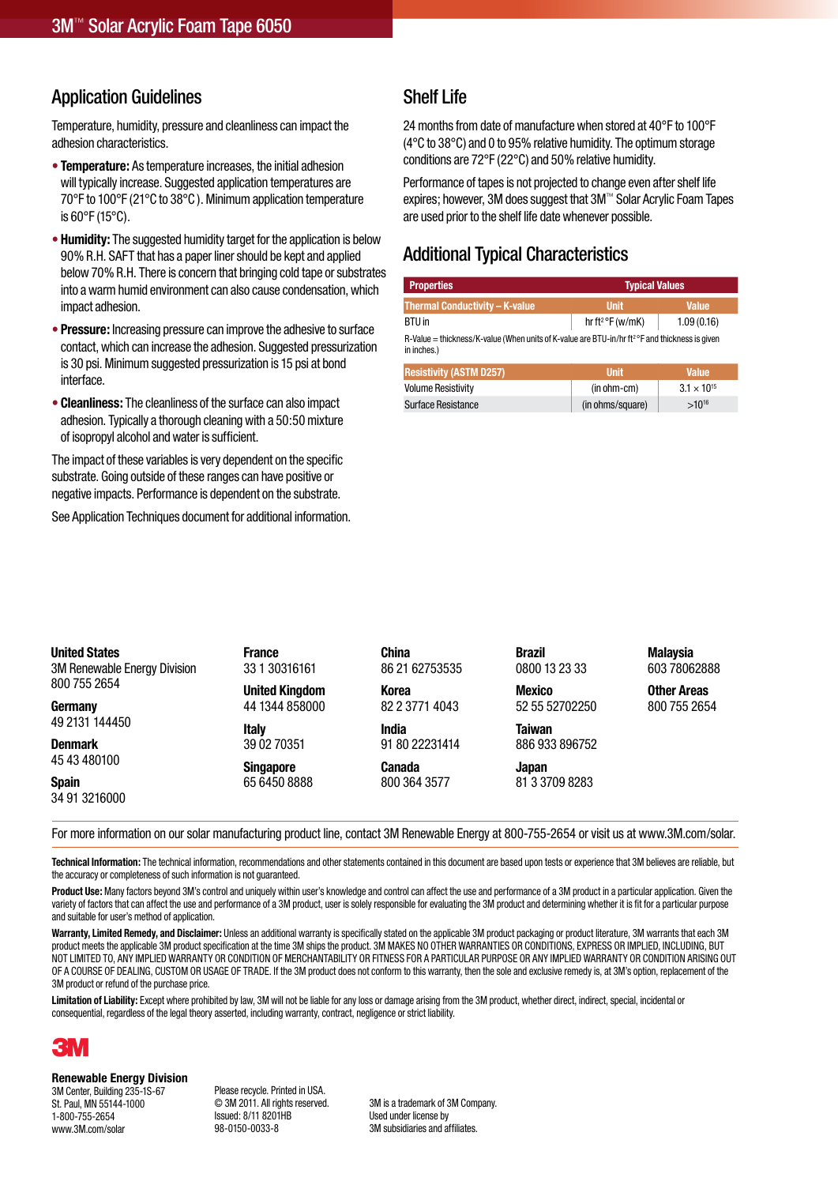## Application Guidelines

Temperature, humidity, pressure and cleanliness can impact the adhesion characteristics.

- **Temperature:** As temperature increases, the initial adhesion will typically increase. Suggested application temperatures are 70°F to 100°F (21°C to 38°C). Minimum application temperature is 60°F (15°C).
- **Humidity:** The suggested humidity target for the application is below 90% R.H. SAFT that has a paper liner should be kept and applied below 70% R.H. There is concern that bringing cold tape or substrates into a warm humid environment can also cause condensation, which impact adhesion.
- **Pressure:** Increasing pressure can improve the adhesive to surface contact, which can increase the adhesion. Suggested pressurization is 30 psi. Minimum suggested pressurization is 15 psi at bond interface.
- **Cleanliness:** The cleanliness of the surface can also impact adhesion. Typically a thorough cleaning with a 50:50 mixture of isopropyl alcohol and water is sufficient.

The impact of these variables is very dependent on the specific substrate. Going outside of these ranges can have positive or negative impacts. Performance is dependent on the substrate.

See Application Techniques document for additional information.

## Shelf Life

24 months from date of manufacture when stored at 40°F to 100°F (4°C to 38°C) and 0 to 95% relative humidity. The optimum storage conditions are 72°F (22°C) and 50% relative humidity.

Performance of tapes is not projected to change even after shelf life expires; however, 3M does suggest that 3M™ Solar Acrylic Foam Tapes are used prior to the shelf life date whenever possible.

## Additional Typical Characteristics

| Properties | Typical Values | |
|---|---|---|
| **Thermal Conductivity – K-value** | **Unit** | **Value** |
| BTU in | hr ft² °F (w/mK) | 1.09 (0.16) |
| R-Value = thickness/K-value (When units of K-value are BTU-in/hr ft² °F and thickness is given in inches.) | | |
| **Resistivity (ASTM D257)** | **Unit** | **Value** |
| Volume Resistivity | (in ohm-cm) | $3.1 \times 10^{15}$ |
| Surface Resistance | (in ohms/square) | $>10^{16}$ |

**United States**
3M Renewable Energy Division
800 755 2654

**Germany**
49 2131 144450

**Denmark**
45 43 480100

**Spain**
34 91 3216000

**France**
33 1 30316161

**United Kingdom**
44 1344 858000

**Italy**
39 02 70351

**Singapore**
65 6450 8888

**China**
86 21 62753535

**Korea**
82 2 3771 4043

**India**
91 80 22231414

**Canada**
800 364 3577

**Brazil**
0800 13 23 33

**Mexico**
52 55 52702250

**Taiwan**
886 933 896752

**Japan**
81 3 3709 8283

**Malaysia**
603 78062888

**Other Areas**
800 755 2654

For more information on our solar manufacturing product line, contact 3M Renewable Energy at 800-755-2654 or visit us at www.3M.com/solar.

**Technical Information:** The technical information, recommendations and other statements contained in this document are based upon tests or experience that 3M believes are reliable, but the accuracy or completeness of such information is not guaranteed.

**Product Use:** Many factors beyond 3M's control and uniquely within user's knowledge and control can affect the use and performance of a 3M product in a particular application. Given the variety of factors that can affect the use and performance of a 3M product, user is solely responsible for evaluating the 3M product and determining whether it is fit for a particular purpose and suitable for user's method of application.

**Warranty, Limited Remedy, and Disclaimer:** Unless an additional warranty is specifically stated on the applicable 3M product packaging or product literature, 3M warrants that each 3M product meets the applicable 3M product specification at the time 3M ships the product. 3M MAKES NO OTHER WARRANTIES OR CONDITIONS, EXPRESS OR IMPLIED, INCLUDING, BUT NOT LIMITED TO, ANY IMPLIED WARRANTY OR CONDITION OF MERCHANTABILITY OR FITNESS FOR A PARTICULAR PURPOSE OR ANY IMPLIED WARRANTY OR CONDITION ARISING OUT OF A COURSE OF DEALING, CUSTOM OR USAGE OF TRADE. If the 3M product does not conform to this warranty, then the sole and exclusive remedy is, at 3M's option, replacement of the 3M product or refund of the purchase price.

**Limitation of Liability:** Except where prohibited by law, 3M will not be liable for any loss or damage arising from the 3M product, whether direct, indirect, special, incidental or consequential, regardless of the legal theory asserted, including warranty, contract, negligence or strict liability.

3M

**Renewable Energy Division**
3M Center, Building 235-1S-67
St. Paul, MN 55144-1000
1-800-755-2654
www.3M.com/solar

Please recycle. Printed in USA.
© 3M 2011. All rights reserved.
Issued: 8/11 8201HB
98-0150-0033-8

3M is a trademark of 3M Company.
Used under license by
3M subsidiaries and affiliates.